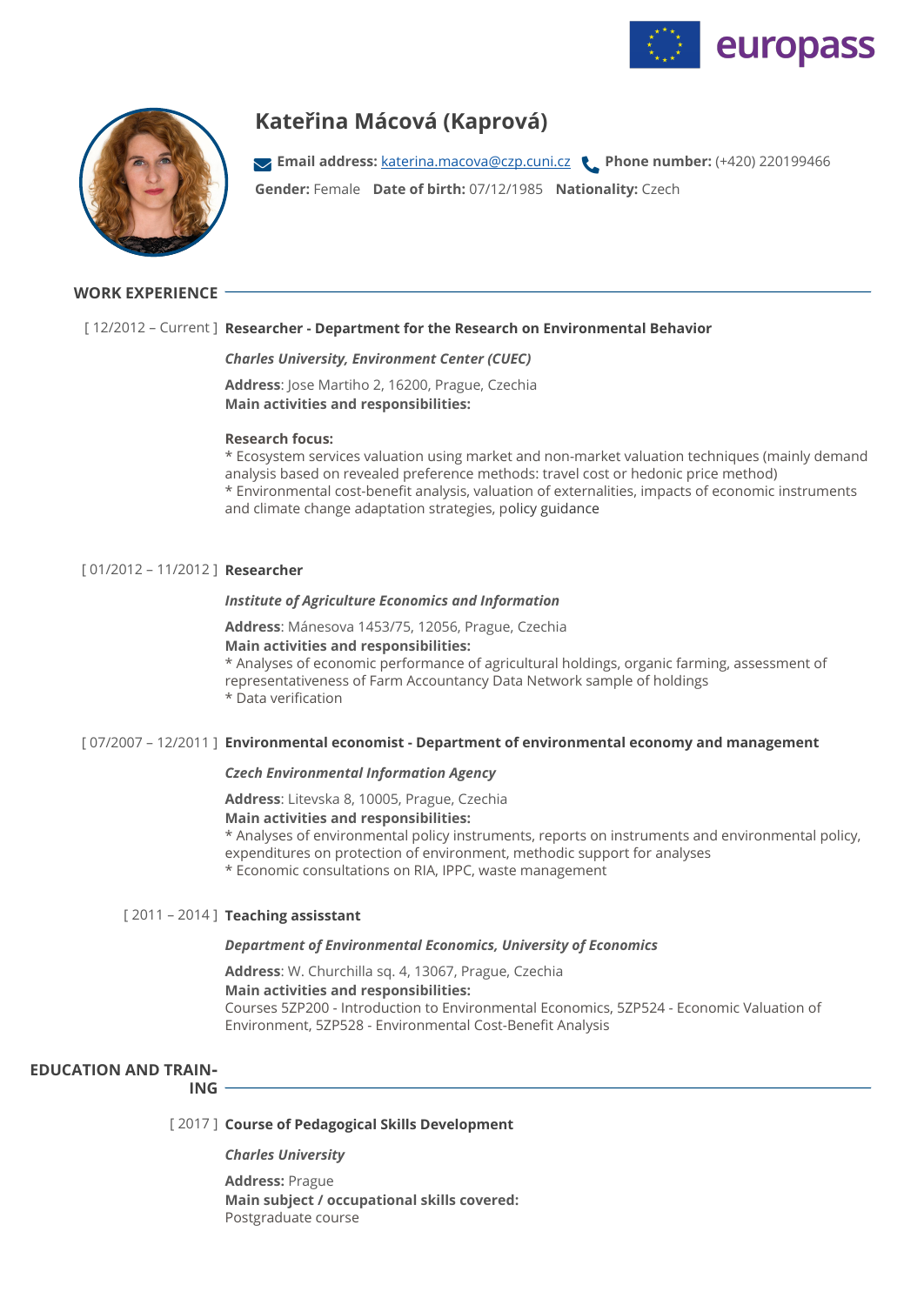# Kateřina Mácová (Kaprová)

**Email address:** katerina.macova@czp.cuni.cz **Phone number:** (+420) 220199466

**Gender:** Female **Date of birth:** 07/12/1985 **Nationality:** Czech

## WORK EXPERIENCE

[ 12/2012 – Current ] **Researcher - Department for the Research on Environmental Behavior**

***Charles University, Environment Center (CUEC)***

**Address**: Jose Martiho 2, 16200, Prague, Czechia
**Main activities and responsibilities:**

**Research focus:**
* Ecosystem services valuation using market and non-market valuation techniques (mainly demand analysis based on revealed preference methods: travel cost or hedonic price method)
* Environmental cost-benefit analysis, valuation of externalities, impacts of economic instruments and climate change adaptation strategies, policy guidance

[ 01/2012 – 11/2012 ] **Researcher**

***Institute of Agriculture Economics and Information***

**Address**: Mánesova 1453/75, 12056, Prague, Czechia
**Main activities and responsibilities:**
* Analyses of economic performance of agricultural holdings, organic farming, assessment of representativeness of Farm Accountancy Data Network sample of holdings
* Data verification

[ 07/2007 – 12/2011 ] **Environmental economist - Department of environmental economy and management**

***Czech Environmental Information Agency***

**Address**: Litevska 8, 10005, Prague, Czechia
**Main activities and responsibilities:**
* Analyses of environmental policy instruments, reports on instruments and environmental policy, expenditures on protection of environment, methodic support for analyses
* Economic consultations on RIA, IPPC, waste management

[ 2011 – 2014 ] **Teaching assisstant**

***Department of Environmental Economics, University of Economics***

**Address**: W. Churchilla sq. 4, 13067, Prague, Czechia
**Main activities and responsibilities:**
Courses 5ZP200 - Introduction to Environmental Economics, 5ZP524 - Economic Valuation of Environment, 5ZP528 - Environmental Cost-Benefit Analysis

## EDUCATION AND TRAINING

[ 2017 ] **Course of Pedagogical Skills Development**

***Charles University***

**Address:** Prague
**Main subject / occupational skills covered:**
Postgraduate course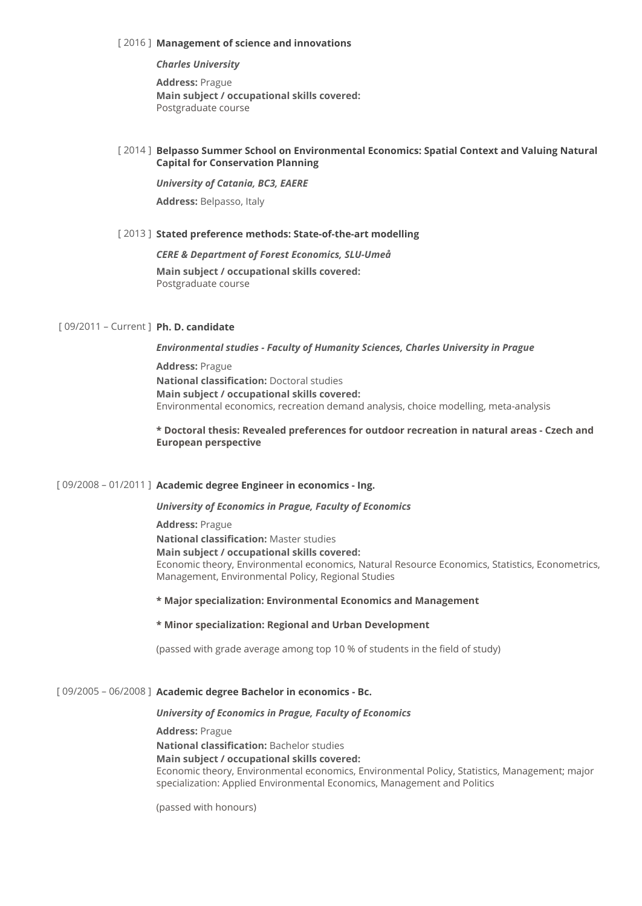[ 2016 ] **Management of science and innovations**

***Charles University***

**Address:** Prague
**Main subject / occupational skills covered:**
Postgraduate course

[ 2014 ] **Belpasso Summer School on Environmental Economics: Spatial Context and Valuing Natural Capital for Conservation Planning**

***University of Catania, BC3, EAERE***

**Address:** Belpasso, Italy

[ 2013 ] **Stated preference methods: State-of-the-art modelling**

***CERE & Department of Forest Economics, SLU-Umeå***

**Main subject / occupational skills covered:**
Postgraduate course

[ 09/2011 – Current ] **Ph. D. candidate**

***Environmental studies - Faculty of Humanity Sciences, Charles University in Prague***

**Address:** Prague
**National classification:** Doctoral studies
**Main subject / occupational skills covered:**
Environmental economics, recreation demand analysis, choice modelling, meta-analysis

**\* Doctoral thesis: Revealed preferences for outdoor recreation in natural areas - Czech and European perspective**

[ 09/2008 – 01/2011 ] **Academic degree Engineer in economics - Ing.**

***University of Economics in Prague, Faculty of Economics***

**Address:** Prague
**National classification:** Master studies
**Main subject / occupational skills covered:**
Economic theory, Environmental economics, Natural Resource Economics, Statistics, Econometrics, Management, Environmental Policy, Regional Studies

**\* Major specialization: Environmental Economics and Management**

**\* Minor specialization: Regional and Urban Development**

(passed with grade average among top 10 % of students in the field of study)

[ 09/2005 – 06/2008 ] **Academic degree Bachelor in economics - Bc.**

***University of Economics in Prague, Faculty of Economics***

**Address:** Prague
**National classification:** Bachelor studies
**Main subject / occupational skills covered:**
Economic theory, Environmental economics, Environmental Policy, Statistics, Management; major specialization: Applied Environmental Economics, Management and Politics

(passed with honours)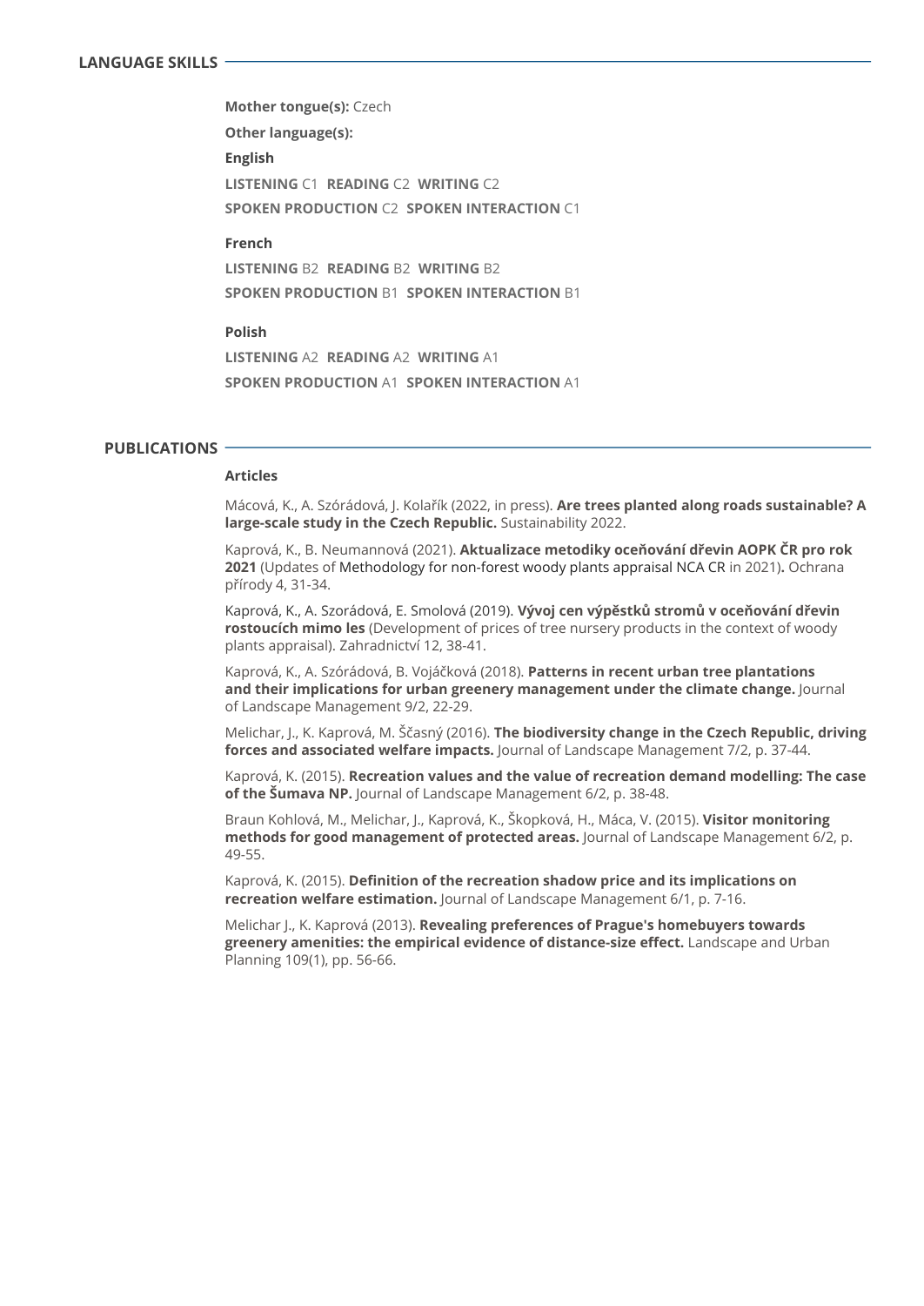## LANGUAGE SKILLS

**Mother tongue(s):** Czech

**Other language(s):**

**English**

**LISTENING** C1 **READING** C2 **WRITING** C2

**SPOKEN PRODUCTION** C2 **SPOKEN INTERACTION** C1

**French**

**LISTENING** B2 **READING** B2 **WRITING** B2

**SPOKEN PRODUCTION** B1 **SPOKEN INTERACTION** B1

**Polish**

**LISTENING** A2 **READING** A2 **WRITING** A1

**SPOKEN PRODUCTION** A1 **SPOKEN INTERACTION** A1

## PUBLICATIONS

**Articles**

Mácová, K., A. Szórádová, J. Kolařík (2022, in press). **Are trees planted along roads sustainable? A large-scale study in the Czech Republic.** Sustainability 2022.

Kaprová, K., B. Neumannová (2021). **Aktualizace metodiky oceňování dřevin AOPK ČR pro rok 2021** (Updates of Methodology for non-forest woody plants appraisal NCA CR in 2021)**.** Ochrana přírody 4, 31-34.

Kaprová, K., A. Szorádová, E. Smolová (2019). **Vývoj cen výpěstků stromů v oceňování dřevin rostoucích mimo les** (Development of prices of tree nursery products in the context of woody plants appraisal). Zahradnictví 12, 38-41.

Kaprová, K., A. Szórádová, B. Vojáčková (2018). **Patterns in recent urban tree plantations and their implications for urban greenery management under the climate change.** Journal of Landscape Management 9/2, 22-29.

Melichar, J., K. Kaprová, M. Ščasný (2016). **The biodiversity change in the Czech Republic, driving forces and associated welfare impacts.** Journal of Landscape Management 7/2, p. 37-44.

Kaprová, K. (2015). **Recreation values and the value of recreation demand modelling: The case of the Šumava NP.** Journal of Landscape Management 6/2, p. 38-48.

Braun Kohlová, M., Melichar, J., Kaprová, K., Škopková, H., Máca, V. (2015). **Visitor monitoring methods for good management of protected areas.** Journal of Landscape Management 6/2, p. 49-55.

Kaprová, K. (2015). **Definition of the recreation shadow price and its implications on recreation welfare estimation.** Journal of Landscape Management 6/1, p. 7-16.

Melichar J., K. Kaprová (2013). **Revealing preferences of Prague's homebuyers towards greenery amenities: the empirical evidence of distance-size effect.** Landscape and Urban Planning 109(1), pp. 56-66.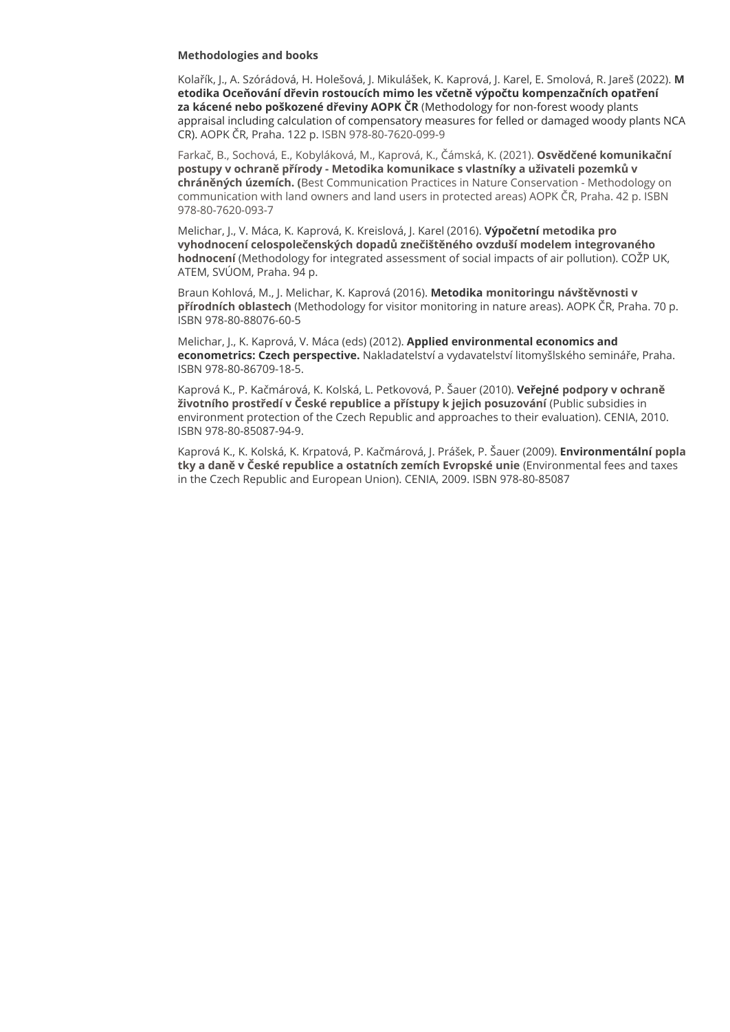**Methodologies and books**

Kolařík, J., A. Szórádová, H. Holešová, J. Mikulášek, K. Kaprová, J. Karel, E. Smolová, R. Jareš (2022). **Metodika Oceňování dřevin rostoucích mimo les včetně výpočtu kompenzačních opatření za kácené nebo poškozené dřeviny AOPK ČR** (Methodology for non-forest woody plants appraisal including calculation of compensatory measures for felled or damaged woody plants NCA CR). AOPK ČR, Praha. 122 p. ISBN 978-80-7620-099-9

Farkač, B., Sochová, E., Kobyláková, M., Kaprová, K., Čámská, K. (2021). **Osvědčené komunikační postupy v ochraně přírody - Metodika komunikace s vlastníky a uživateli pozemků v chráněných územích. (**Best Communication Practices in Nature Conservation - Methodology on communication with land owners and land users in protected areas) AOPK ČR, Praha. 42 p. ISBN 978-80-7620-093-7

Melichar, J., V. Máca, K. Kaprová, K. Kreislová, J. Karel (2016). **Výpočetní metodika pro vyhodnocení celospolečenských dopadů znečištěného ovzduší modelem integrovaného hodnocení** (Methodology for integrated assessment of social impacts of air pollution). COŽP UK, ATEM, SVÚOM, Praha. 94 p.

Braun Kohlová, M., J. Melichar, K. Kaprová (2016). **Metodika monitoringu návštěvnosti v přírodních oblastech** (Methodology for visitor monitoring in nature areas). AOPK ČR, Praha. 70 p. ISBN 978-80-88076-60-5

Melichar, J., K. Kaprová, V. Máca (eds) (2012). **Applied environmental economics and econometrics: Czech perspective.** Nakladatelství a vydavatelství litomyšlského semináře, Praha. ISBN 978-80-86709-18-5.

Kaprová K., P. Kačmárová, K. Kolská, L. Petkovová, P. Šauer (2010). **Veřejné podpory v ochraně životního prostředí v České republice a přístupy k jejich posuzování** (Public subsidies in environment protection of the Czech Republic and approaches to their evaluation). CENIA, 2010. ISBN 978-80-85087-94-9.

Kaprová K., K. Kolská, K. Krpatová, P. Kačmárová, J. Prášek, P. Šauer (2009). **Environmentální poplatky a daně v České republice a ostatních zemích Evropské unie** (Environmental fees and taxes in the Czech Republic and European Union). CENIA, 2009. ISBN 978-80-85087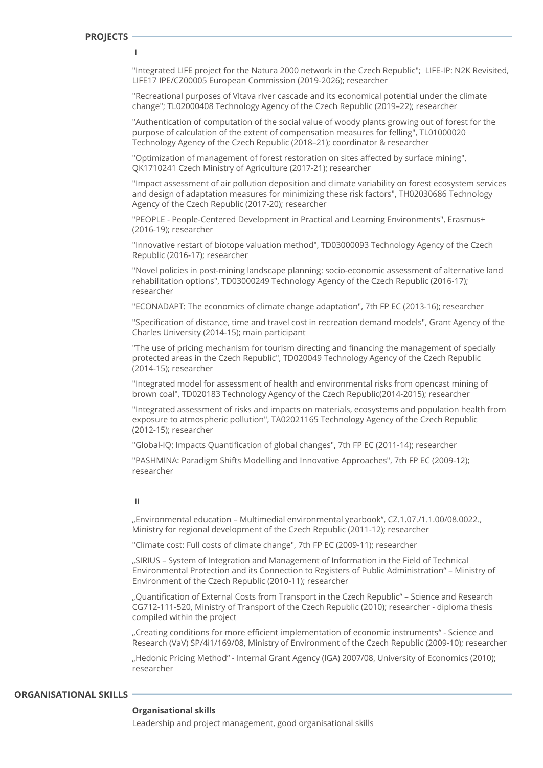## PROJECTS

**I**

"Integrated LIFE project for the Natura 2000 network in the Czech Republic"; LIFE-IP: N2K Revisited, LIFE17 IPE/CZ00005 European Commission (2019-2026); researcher

"Recreational purposes of Vltava river cascade and its economical potential under the climate change"; TL02000408 Technology Agency of the Czech Republic (2019–22); researcher

"Authentication of computation of the social value of woody plants growing out of forest for the purpose of calculation of the extent of compensation measures for felling", TL01000020 Technology Agency of the Czech Republic (2018–21); coordinator & researcher

"Optimization of management of forest restoration on sites affected by surface mining", QK1710241 Czech Ministry of Agriculture (2017-21); researcher

"Impact assessment of air pollution deposition and climate variability on forest ecosystem services and design of adaptation measures for minimizing these risk factors", TH02030686 Technology Agency of the Czech Republic (2017-20); researcher

"PEOPLE - People-Centered Development in Practical and Learning Environments", Erasmus+ (2016-19); researcher

"Innovative restart of biotope valuation method", TD03000093 Technology Agency of the Czech Republic (2016-17); researcher

"Novel policies in post-mining landscape planning: socio-economic assessment of alternative land rehabilitation options", TD03000249 Technology Agency of the Czech Republic (2016-17); researcher

"ECONADAPT: The economics of climate change adaptation", 7th FP EC (2013-16); researcher

"Specification of distance, time and travel cost in recreation demand models", Grant Agency of the Charles University (2014-15); main participant

"The use of pricing mechanism for tourism directing and financing the management of specially protected areas in the Czech Republic", TD020049 Technology Agency of the Czech Republic (2014-15); researcher

"Integrated model for assessment of health and environmental risks from opencast mining of brown coal", TD020183 Technology Agency of the Czech Republic(2014-2015); researcher

"Integrated assessment of risks and impacts on materials, ecosystems and population health from exposure to atmospheric pollution", TA02021165 Technology Agency of the Czech Republic (2012-15); researcher

"Global-IQ: Impacts Quantification of global changes", 7th FP EC (2011-14); researcher

"PASHMINA: Paradigm Shifts Modelling and Innovative Approaches", 7th FP EC (2009-12); researcher

**II**

„Environmental education – Multimedial environmental yearbook", CZ.1.07./1.1.00/08.0022., Ministry for regional development of the Czech Republic (2011-12); researcher

"Climate cost: Full costs of climate change", 7th FP EC (2009-11); researcher

„SIRIUS – System of Integration and Management of Information in the Field of Technical Environmental Protection and its Connection to Registers of Public Administration" – Ministry of Environment of the Czech Republic (2010-11); researcher

„Quantification of External Costs from Transport in the Czech Republic" – Science and Research CG712-111-520, Ministry of Transport of the Czech Republic (2010); researcher - diploma thesis compiled within the project

„Creating conditions for more efficient implementation of economic instruments" - Science and Research (VaV) SP/4i1/169/08, Ministry of Environment of the Czech Republic (2009-10); researcher

„Hedonic Pricing Method" - Internal Grant Agency (IGA) 2007/08, University of Economics (2010); researcher

## ORGANISATIONAL SKILLS

**Organisational skills**

Leadership and project management, good organisational skills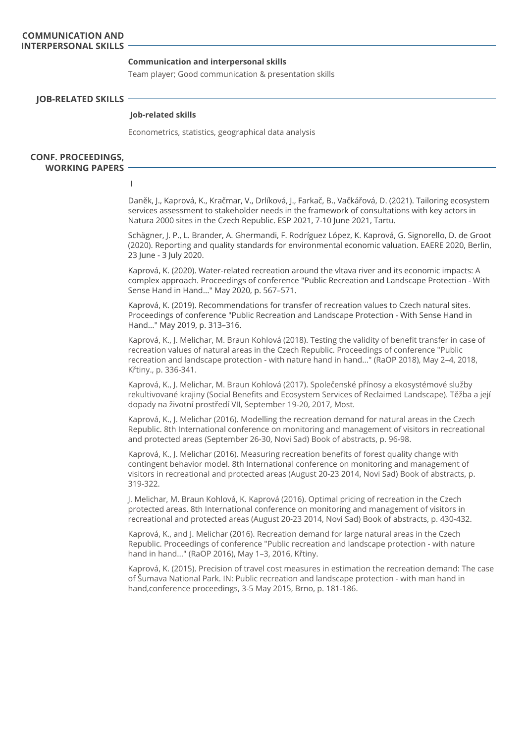## COMMUNICATION AND INTERPERSONAL SKILLS

**Communication and interpersonal skills**

Team player; Good communication & presentation skills

## JOB-RELATED SKILLS

**Job-related skills**

Econometrics, statistics, geographical data analysis

## CONF. PROCEEDINGS, WORKING PAPERS

**I**

Daněk, J., Kaprová, K., Kračmar, V., Drlíková, J., Farkač, B., Vačkářová, D. (2021). Tailoring ecosystem services assessment to stakeholder needs in the framework of consultations with key actors in Natura 2000 sites in the Czech Republic. ESP 2021, 7-10 June 2021, Tartu.

Schägner, J. P., L. Brander, A. Ghermandi, F. Rodríguez López, K. Kaprová, G. Signorello, D. de Groot (2020). Reporting and quality standards for environmental economic valuation. EAERE 2020, Berlin, 23 June - 3 July 2020.

Kaprová, K. (2020). Water-related recreation around the vltava river and its economic impacts: A complex approach. Proceedings of conference "Public Recreation and Landscape Protection - With Sense Hand in Hand..." May 2020, p. 567–571.

Kaprová, K. (2019). Recommendations for transfer of recreation values to Czech natural sites. Proceedings of conference "Public Recreation and Landscape Protection - With Sense Hand in Hand..." May 2019, p. 313–316.

Kaprová, K., J. Melichar, M. Braun Kohlová (2018). Testing the validity of benefit transfer in case of recreation values of natural areas in the Czech Republic. Proceedings of conference "Public recreation and landscape protection - with nature hand in hand..." (RaOP 2018), May 2–4, 2018, Křtiny., p. 336-341.

Kaprová, K., J. Melichar, M. Braun Kohlová (2017). Společenské přínosy a ekosystémové služby rekultivované krajiny (Social Benefits and Ecosystem Services of Reclaimed Landscape). Těžba a její dopady na životní prostředí VII, September 19-20, 2017, Most.

Kaprová, K., J. Melichar (2016). Modelling the recreation demand for natural areas in the Czech Republic. 8th International conference on monitoring and management of visitors in recreational and protected areas (September 26-30, Novi Sad) Book of abstracts, p. 96-98.

Kaprová, K., J. Melichar (2016). Measuring recreation benefits of forest quality change with contingent behavior model. 8th International conference on monitoring and management of visitors in recreational and protected areas (August 20-23 2014, Novi Sad) Book of abstracts, p. 319-322.

J. Melichar, M. Braun Kohlová, K. Kaprová (2016). Optimal pricing of recreation in the Czech protected areas. 8th International conference on monitoring and management of visitors in recreational and protected areas (August 20-23 2014, Novi Sad) Book of abstracts, p. 430-432.

Kaprová, K., and J. Melichar (2016). Recreation demand for large natural areas in the Czech Republic. Proceedings of conference "Public recreation and landscape protection - with nature hand in hand..." (RaOP 2016), May 1–3, 2016, Křtiny.

Kaprová, K. (2015). Precision of travel cost measures in estimation the recreation demand: The case of Šumava National Park. IN: Public recreation and landscape protection - with man hand in hand,conference proceedings, 3-5 May 2015, Brno, p. 181-186.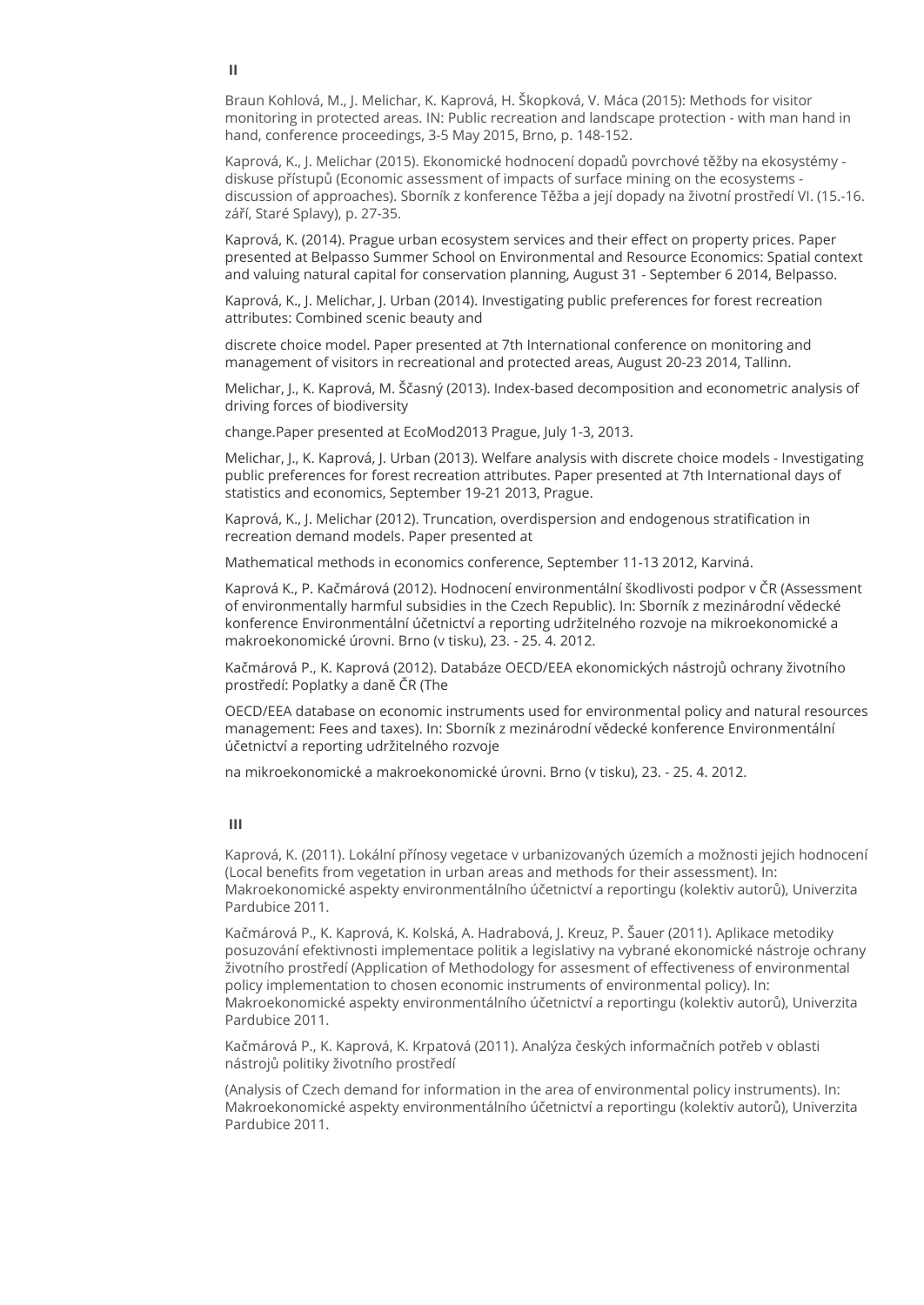## II

Braun Kohlová, M., J. Melichar, K. Kaprová, H. Škopková, V. Máca (2015): Methods for visitor monitoring in protected areas. IN: Public recreation and landscape protection - with man hand in hand, conference proceedings, 3-5 May 2015, Brno, p. 148-152.

Kaprová, K., J. Melichar (2015). Ekonomické hodnocení dopadů povrchové těžby na ekosystémy - diskuse přístupů (Economic assessment of impacts of surface mining on the ecosystems - discussion of approaches). Sborník z konference Těžba a její dopady na životní prostředí VI. (15.-16. září, Staré Splavy), p. 27-35.

Kaprová, K. (2014). Prague urban ecosystem services and their effect on property prices. Paper presented at Belpasso Summer School on Environmental and Resource Economics: Spatial context and valuing natural capital for conservation planning, August 31 - September 6 2014, Belpasso.

Kaprová, K., J. Melichar, J. Urban (2014). Investigating public preferences for forest recreation attributes: Combined scenic beauty and

discrete choice model. Paper presented at 7th International conference on monitoring and management of visitors in recreational and protected areas, August 20-23 2014, Tallinn.

Melichar, J., K. Kaprová, M. Ščasný (2013). Index-based decomposition and econometric analysis of driving forces of biodiversity

change.Paper presented at EcoMod2013 Prague, July 1-3, 2013.

Melichar, J., K. Kaprová, J. Urban (2013). Welfare analysis with discrete choice models - Investigating public preferences for forest recreation attributes. Paper presented at 7th International days of statistics and economics, September 19-21 2013, Prague.

Kaprová, K., J. Melichar (2012). Truncation, overdispersion and endogenous stratification in recreation demand models. Paper presented at

Mathematical methods in economics conference, September 11-13 2012, Karviná.

Kaprová K., P. Kačmárová (2012). Hodnocení environmentální škodlivosti podpor v ČR (Assessment of environmentally harmful subsidies in the Czech Republic). In: Sborník z mezinárodní vědecké konference Environmentální účetnictví a reporting udržitelného rozvoje na mikroekonomické a makroekonomické úrovni. Brno (v tisku), 23. - 25. 4. 2012.

Kačmárová P., K. Kaprová (2012). Databáze OECD/EEA ekonomických nástrojů ochrany životního prostředí: Poplatky a daně ČR (The

OECD/EEA database on economic instruments used for environmental policy and natural resources management: Fees and taxes). In: Sborník z mezinárodní vědecké konference Environmentální účetnictví a reporting udržitelného rozvoje

na mikroekonomické a makroekonomické úrovni. Brno (v tisku), 23. - 25. 4. 2012.

## III

Kaprová, K. (2011). Lokální přínosy vegetace v urbanizovaných územích a možnosti jejich hodnocení (Local benefits from vegetation in urban areas and methods for their assessment). In: Makroekonomické aspekty environmentálního účetnictví a reportingu (kolektiv autorů), Univerzita Pardubice 2011.

Kačmárová P., K. Kaprová, K. Kolská, A. Hadrabová, J. Kreuz, P. Šauer (2011). Aplikace metodiky posuzování efektivnosti implementace politik a legislativy na vybrané ekonomické nástroje ochrany životního prostředí (Application of Methodology for assesment of effectiveness of environmental policy implementation to chosen economic instruments of environmental policy). In: Makroekonomické aspekty environmentálního účetnictví a reportingu (kolektiv autorů), Univerzita Pardubice 2011.

Kačmárová P., K. Kaprová, K. Krpatová (2011). Analýza českých informačních potřeb v oblasti nástrojů politiky životního prostředí

(Analysis of Czech demand for information in the area of environmental policy instruments). In: Makroekonomické aspekty environmentálního účetnictví a reportingu (kolektiv autorů), Univerzita Pardubice 2011.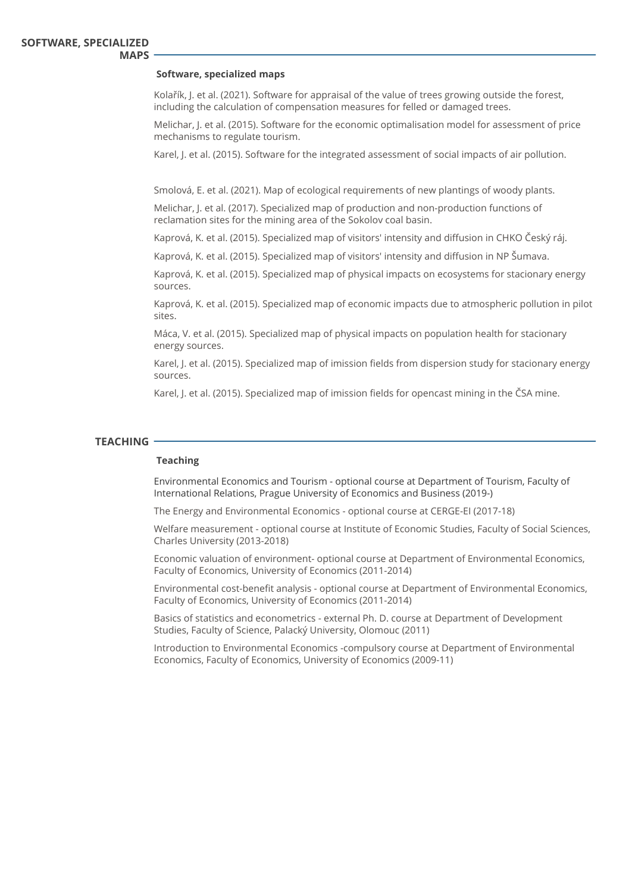## SOFTWARE, SPECIALIZED MAPS

### Software, specialized maps

Kolařík, J. et al. (2021). Software for appraisal of the value of trees growing outside the forest, including the calculation of compensation measures for felled or damaged trees.

Melichar, J. et al. (2015). Software for the economic optimalisation model for assessment of price mechanisms to regulate tourism.

Karel, J. et al. (2015). Software for the integrated assessment of social impacts of air pollution.

Smolová, E. et al. (2021). Map of ecological requirements of new plantings of woody plants.

Melichar, J. et al. (2017). Specialized map of production and non-production functions of reclamation sites for the mining area of the Sokolov coal basin.

Kaprová, K. et al. (2015). Specialized map of visitors' intensity and diffusion in CHKO Český ráj.

Kaprová, K. et al. (2015). Specialized map of visitors' intensity and diffusion in NP Šumava.

Kaprová, K. et al. (2015). Specialized map of physical impacts on ecosystems for stacionary energy sources.

Kaprová, K. et al. (2015). Specialized map of economic impacts due to atmospheric pollution in pilot sites.

Máca, V. et al. (2015). Specialized map of physical impacts on population health for stacionary energy sources.

Karel, J. et al. (2015). Specialized map of imission fields from dispersion study for stacionary energy sources.

Karel, J. et al. (2015). Specialized map of imission fields for opencast mining in the ČSA mine.

## TEACHING

### Teaching

Environmental Economics and Tourism - optional course at Department of Tourism, Faculty of International Relations, Prague University of Economics and Business (2019-)

The Energy and Environmental Economics - optional course at CERGE-EI (2017-18)

Welfare measurement - optional course at Institute of Economic Studies, Faculty of Social Sciences, Charles University (2013-2018)

Economic valuation of environment- optional course at Department of Environmental Economics, Faculty of Economics, University of Economics (2011-2014)

Environmental cost-benefit analysis - optional course at Department of Environmental Economics, Faculty of Economics, University of Economics (2011-2014)

Basics of statistics and econometrics - external Ph. D. course at Department of Development Studies, Faculty of Science, Palacký University, Olomouc (2011)

Introduction to Environmental Economics -compulsory course at Department of Environmental Economics, Faculty of Economics, University of Economics (2009-11)